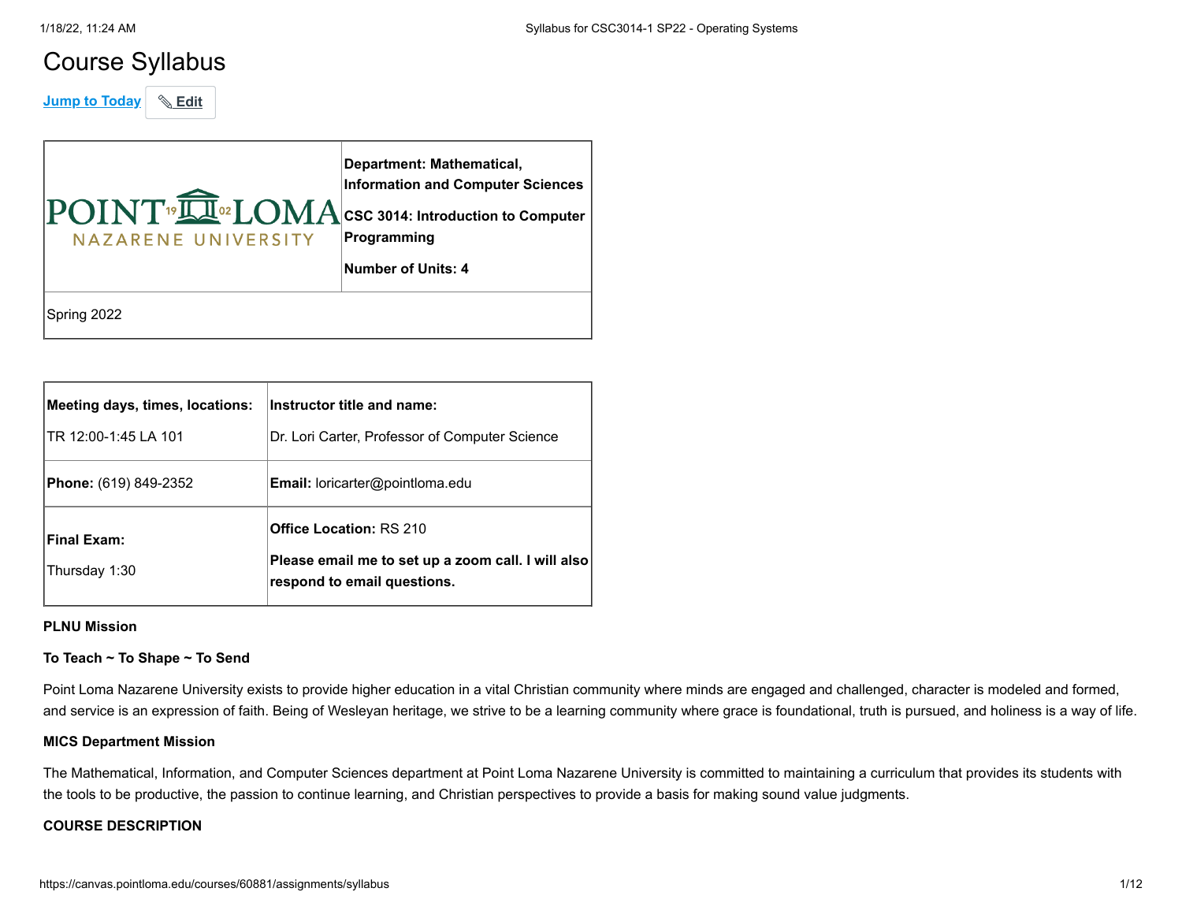# Course Syllabus

Jump to Today | Edit

| POINT LOMA NAZARENE UNIVERSITY | **Department: Mathematical, Information and Computer Sciences**<br><br>**CSC 3014: Introduction to Computer Programming**<br><br>**Number of Units: 4** |
|---|---|
| Spring 2022 | |

| **Meeting days, times, locations:**<br><br>TR 12:00-1:45 LA 101 | **Instructor title and name:**<br><br>Dr. Lori Carter, Professor of Computer Science |
|---|---|
| **Phone:** (619) 849-2352 | **Email:** loricarter@pointloma.edu |
| **Final Exam:**<br><br>Thursday 1:30 | **Office Location:** RS 210<br><br>**Please email me to set up a zoom call. I will also respond to email questions.** |

**PLNU Mission**

**To Teach ~ To Shape ~ To Send**

Point Loma Nazarene University exists to provide higher education in a vital Christian community where minds are engaged and challenged, character is modeled and formed, and service is an expression of faith. Being of Wesleyan heritage, we strive to be a learning community where grace is foundational, truth is pursued, and holiness is a way of life.

**MICS Department Mission**

The Mathematical, Information, and Computer Sciences department at Point Loma Nazarene University is committed to maintaining a curriculum that provides its students with the tools to be productive, the passion to continue learning, and Christian perspectives to provide a basis for making sound value judgments.

**COURSE DESCRIPTION**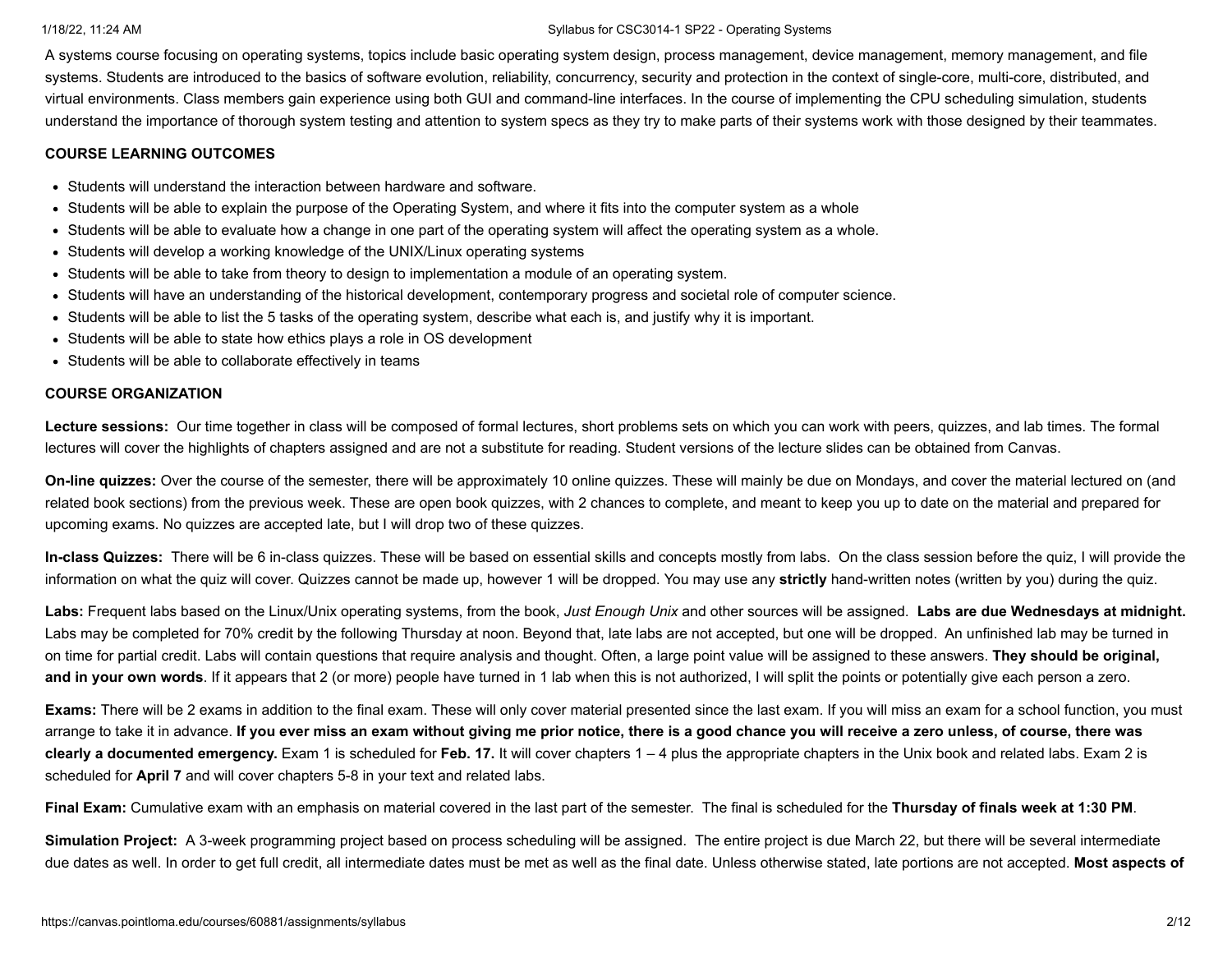A systems course focusing on operating systems, topics include basic operating system design, process management, device management, memory management, and file systems. Students are introduced to the basics of software evolution, reliability, concurrency, security and protection in the context of single-core, multi-core, distributed, and virtual environments. Class members gain experience using both GUI and command-line interfaces. In the course of implementing the CPU scheduling simulation, students understand the importance of thorough system testing and attention to system specs as they try to make parts of their systems work with those designed by their teammates.

**COURSE LEARNING OUTCOMES**

- Students will understand the interaction between hardware and software.
- Students will be able to explain the purpose of the Operating System, and where it fits into the computer system as a whole
- Students will be able to evaluate how a change in one part of the operating system will affect the operating system as a whole.
- Students will develop a working knowledge of the UNIX/Linux operating systems
- Students will be able to take from theory to design to implementation a module of an operating system.
- Students will have an understanding of the historical development, contemporary progress and societal role of computer science.
- Students will be able to list the 5 tasks of the operating system, describe what each is, and justify why it is important.
- Students will be able to state how ethics plays a role in OS development
- Students will be able to collaborate effectively in teams

**COURSE ORGANIZATION**

**Lecture sessions:** Our time together in class will be composed of formal lectures, short problems sets on which you can work with peers, quizzes, and lab times. The formal lectures will cover the highlights of chapters assigned and are not a substitute for reading. Student versions of the lecture slides can be obtained from Canvas.

**On-line quizzes:** Over the course of the semester, there will be approximately 10 online quizzes. These will mainly be due on Mondays, and cover the material lectured on (and related book sections) from the previous week. These are open book quizzes, with 2 chances to complete, and meant to keep you up to date on the material and prepared for upcoming exams. No quizzes are accepted late, but I will drop two of these quizzes.

**In-class Quizzes:** There will be 6 in-class quizzes. These will be based on essential skills and concepts mostly from labs. On the class session before the quiz, I will provide the information on what the quiz will cover. Quizzes cannot be made up, however 1 will be dropped. You may use any **strictly** hand-written notes (written by you) during the quiz.

**Labs:** Frequent labs based on the Linux/Unix operating systems, from the book, *Just Enough Unix* and other sources will be assigned. **Labs are due Wednesdays at midnight.** Labs may be completed for 70% credit by the following Thursday at noon. Beyond that, late labs are not accepted, but one will be dropped. An unfinished lab may be turned in on time for partial credit. Labs will contain questions that require analysis and thought. Often, a large point value will be assigned to these answers. **They should be original, and in your own words**. If it appears that 2 (or more) people have turned in 1 lab when this is not authorized, I will split the points or potentially give each person a zero.

**Exams:** There will be 2 exams in addition to the final exam. These will only cover material presented since the last exam. If you will miss an exam for a school function, you must arrange to take it in advance. **If you ever miss an exam without giving me prior notice, there is a good chance you will receive a zero unless, of course, there was clearly a documented emergency.** Exam 1 is scheduled for **Feb. 17.** It will cover chapters 1 – 4 plus the appropriate chapters in the Unix book and related labs. Exam 2 is scheduled for **April 7** and will cover chapters 5-8 in your text and related labs.

**Final Exam:** Cumulative exam with an emphasis on material covered in the last part of the semester. The final is scheduled for the **Thursday of finals week at 1:30 PM**.

**Simulation Project:** A 3-week programming project based on process scheduling will be assigned. The entire project is due March 22, but there will be several intermediate due dates as well. In order to get full credit, all intermediate dates must be met as well as the final date. Unless otherwise stated, late portions are not accepted. **Most aspects of**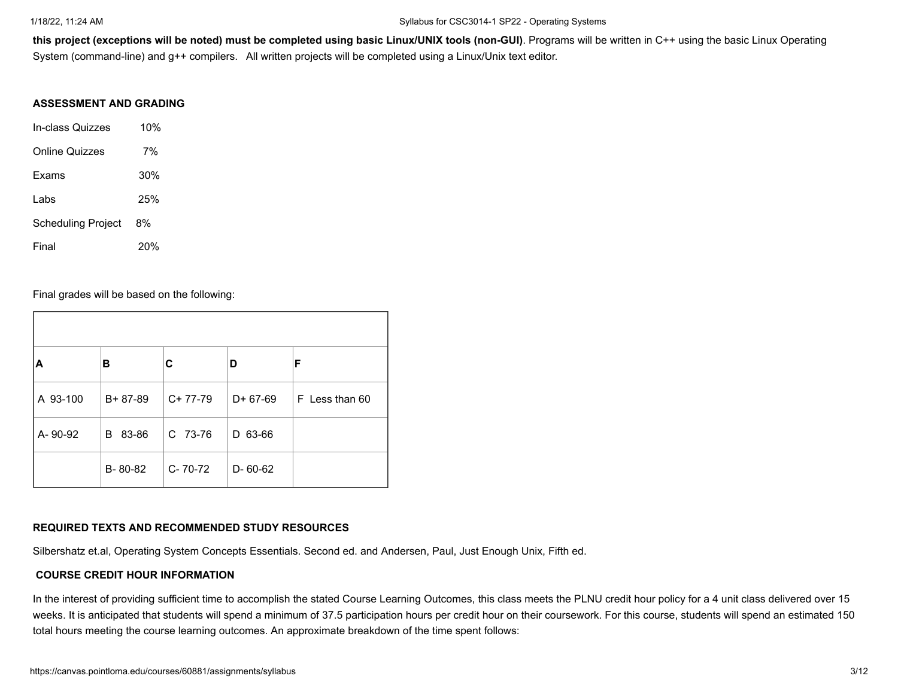**this project (exceptions will be noted) must be completed using basic Linux/UNIX tools (non-GUI)**. Programs will be written in C++ using the basic Linux Operating System (command-line) and g++ compilers. All written projects will be completed using a Linux/Unix text editor.

**ASSESSMENT AND GRADING**

In-class Quizzes 10%

Online Quizzes 7%

Exams 30%

Labs 25%

Scheduling Project 8%

Final 20%

Final grades will be based on the following:

| A | B | C | D | F |
|---|---|---|---|---|
| A 93-100 | B+ 87-89 | C+ 77-79 | D+ 67-69 | F Less than 60 |
| A- 90-92 | B 83-86 | C 73-76 | D 63-66 | |
| | B- 80-82 | C- 70-72 | D- 60-62 | |

**REQUIRED TEXTS AND RECOMMENDED STUDY RESOURCES**

Silbershatz et.al, Operating System Concepts Essentials. Second ed. and Andersen, Paul, Just Enough Unix, Fifth ed.

**COURSE CREDIT HOUR INFORMATION**

In the interest of providing sufficient time to accomplish the stated Course Learning Outcomes, this class meets the PLNU credit hour policy for a 4 unit class delivered over 15 weeks. It is anticipated that students will spend a minimum of 37.5 participation hours per credit hour on their coursework. For this course, students will spend an estimated 150 total hours meeting the course learning outcomes. An approximate breakdown of the time spent follows: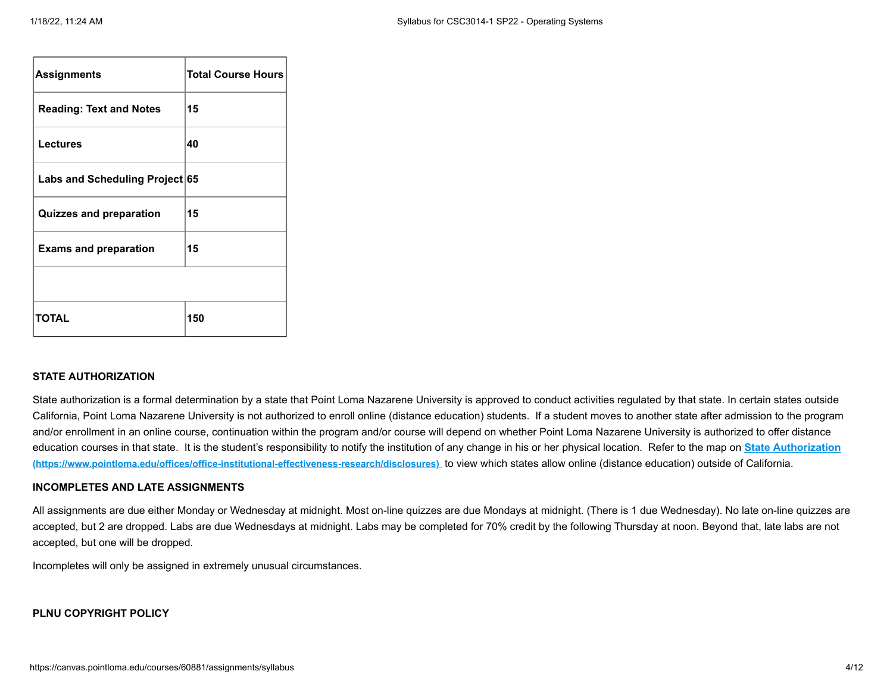| Assignments | Total Course Hours |
|---|---|
| **Reading: Text and Notes** | **15** |
| **Lectures** | **40** |
| **Labs and Scheduling Project** | **65** |
| **Quizzes and preparation** | **15** |
| **Exams and preparation** | **15** |
| | |
| **TOTAL** | **150** |

**STATE AUTHORIZATION**

State authorization is a formal determination by a state that Point Loma Nazarene University is approved to conduct activities regulated by that state. In certain states outside California, Point Loma Nazarene University is not authorized to enroll online (distance education) students. If a student moves to another state after admission to the program and/or enrollment in an online course, continuation within the program and/or course will depend on whether Point Loma Nazarene University is authorized to offer distance education courses in that state. It is the student's responsibility to notify the institution of any change in his or her physical location. Refer to the map on [State Authorization (https://www.pointloma.edu/offices/office-institutional-effectiveness-research/disclosures)](https://www.pointloma.edu/offices/office-institutional-effectiveness-research/disclosures) to view which states allow online (distance education) outside of California.

**INCOMPLETES AND LATE ASSIGNMENTS**

All assignments are due either Monday or Wednesday at midnight. Most on-line quizzes are due Mondays at midnight. (There is 1 due Wednesday). No late on-line quizzes are accepted, but 2 are dropped. Labs are due Wednesdays at midnight. Labs may be completed for 70% credit by the following Thursday at noon. Beyond that, late labs are not accepted, but one will be dropped.

Incompletes will only be assigned in extremely unusual circumstances.

**PLNU COPYRIGHT POLICY**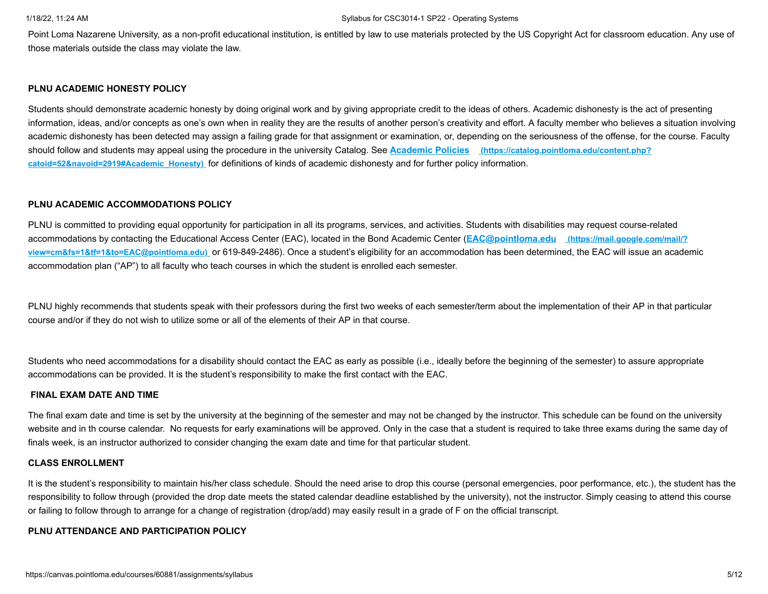Point Loma Nazarene University, as a non-profit educational institution, is entitled by law to use materials protected by the US Copyright Act for classroom education. Any use of those materials outside the class may violate the law.

**PLNU ACADEMIC HONESTY POLICY**

Students should demonstrate academic honesty by doing original work and by giving appropriate credit to the ideas of others. Academic dishonesty is the act of presenting information, ideas, and/or concepts as one's own when in reality they are the results of another person's creativity and effort. A faculty member who believes a situation involving academic dishonesty has been detected may assign a failing grade for that assignment or examination, or, depending on the seriousness of the offense, for the course. Faculty should follow and students may appeal using the procedure in the university Catalog. See **Academic Policies** (https://catalog.pointloma.edu/content.php?catoid=52&navoid=2919#Academic_Honesty) for definitions of kinds of academic dishonesty and for further policy information.

**PLNU ACADEMIC ACCOMMODATIONS POLICY**

PLNU is committed to providing equal opportunity for participation in all its programs, services, and activities. Students with disabilities may request course-related accommodations by contacting the Educational Access Center (EAC), located in the Bond Academic Center (**EAC@pointloma.edu** (https://mail.google.com/mail/?view=cm&fs=1&tf=1&to=EAC@pointloma.edu) or 619-849-2486). Once a student's eligibility for an accommodation has been determined, the EAC will issue an academic accommodation plan ("AP") to all faculty who teach courses in which the student is enrolled each semester.

PLNU highly recommends that students speak with their professors during the first two weeks of each semester/term about the implementation of their AP in that particular course and/or if they do not wish to utilize some or all of the elements of their AP in that course.

Students who need accommodations for a disability should contact the EAC as early as possible (i.e., ideally before the beginning of the semester) to assure appropriate accommodations can be provided. It is the student's responsibility to make the first contact with the EAC.

**FINAL EXAM DATE AND TIME**

The final exam date and time is set by the university at the beginning of the semester and may not be changed by the instructor. This schedule can be found on the university website and in th course calendar. No requests for early examinations will be approved. Only in the case that a student is required to take three exams during the same day of finals week, is an instructor authorized to consider changing the exam date and time for that particular student.

**CLASS ENROLLMENT**

It is the student's responsibility to maintain his/her class schedule. Should the need arise to drop this course (personal emergencies, poor performance, etc.), the student has the responsibility to follow through (provided the drop date meets the stated calendar deadline established by the university), not the instructor. Simply ceasing to attend this course or failing to follow through to arrange for a change of registration (drop/add) may easily result in a grade of F on the official transcript.

**PLNU ATTENDANCE AND PARTICIPATION POLICY**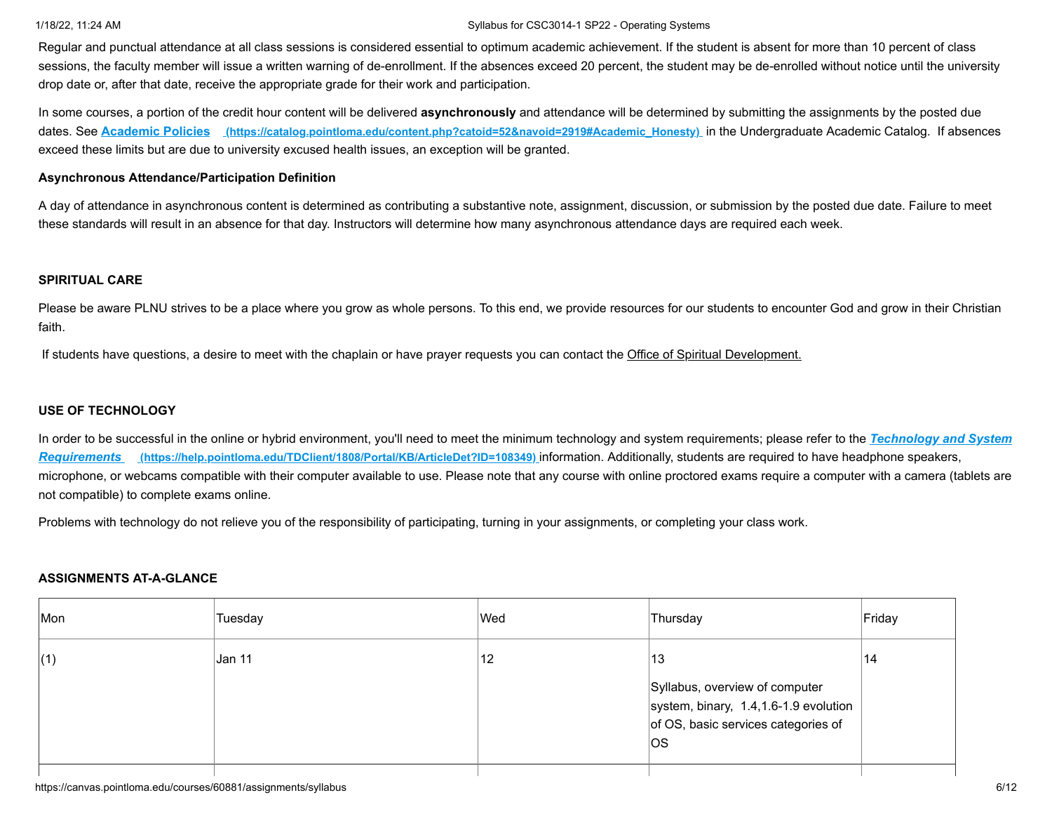Regular and punctual attendance at all class sessions is considered essential to optimum academic achievement. If the student is absent for more than 10 percent of class sessions, the faculty member will issue a written warning of de-enrollment. If the absences exceed 20 percent, the student may be de-enrolled without notice until the university drop date or, after that date, receive the appropriate grade for their work and participation.

In some courses, a portion of the credit hour content will be delivered **asynchronously** and attendance will be determined by submitting the assignments by the posted due dates. See [**Academic Policies**](https://catalog.pointloma.edu/content.php?catoid=52&navoid=2919#Academic_Honesty) (https://catalog.pointloma.edu/content.php?catoid=52&navoid=2919#Academic_Honesty) in the Undergraduate Academic Catalog. If absences exceed these limits but are due to university excused health issues, an exception will be granted.

**Asynchronous Attendance/Participation Definition**

A day of attendance in asynchronous content is determined as contributing a substantive note, assignment, discussion, or submission by the posted due date. Failure to meet these standards will result in an absence for that day. Instructors will determine how many asynchronous attendance days are required each week.

**SPIRITUAL CARE**

Please be aware PLNU strives to be a place where you grow as whole persons. To this end, we provide resources for our students to encounter God and grow in their Christian faith.

If students have questions, a desire to meet with the chaplain or have prayer requests you can contact the Office of Spiritual Development.

**USE OF TECHNOLOGY**

In order to be successful in the online or hybrid environment, you'll need to meet the minimum technology and system requirements; please refer to the [***Technology and System Requirements***](https://help.pointloma.edu/TDClient/1808/Portal/KB/ArticleDet?ID=108349) (https://help.pointloma.edu/TDClient/1808/Portal/KB/ArticleDet?ID=108349) information. Additionally, students are required to have headphone speakers, microphone, or webcams compatible with their computer available to use. Please note that any course with online proctored exams require a computer with a camera (tablets are not compatible) to complete exams online.

Problems with technology do not relieve you of the responsibility of participating, turning in your assignments, or completing your class work.

**ASSIGNMENTS AT-A-GLANCE**

| Mon | Tuesday | Wed | Thursday | Friday |
|---|---|---|---|---|
| (1) | Jan 11 | 12 | 13<br>Syllabus, overview of computer system, binary, 1.4,1.6-1.9 evolution of OS, basic services categories of OS | 14 |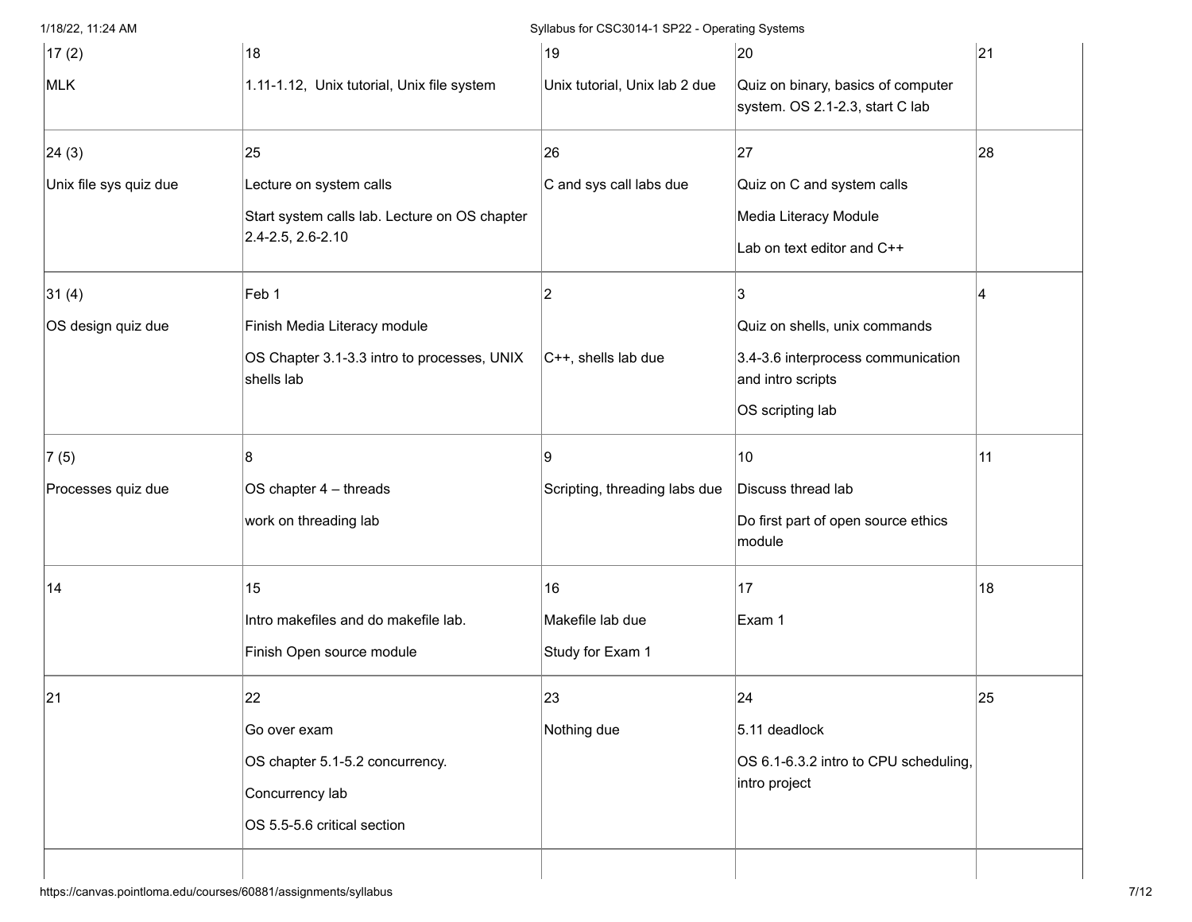| | | | | |
|---|---|---|---|---|
| 17 (2)<br><br>MLK | 18<br><br>1.11-1.12, Unix tutorial, Unix file system | 19<br><br>Unix tutorial, Unix lab 2 due | 20<br><br>Quiz on binary, basics of computer system. OS 2.1-2.3, start C lab | 21 |
| 24 (3)<br><br>Unix file sys quiz due | 25<br><br>Lecture on system calls<br><br>Start system calls lab. Lecture on OS chapter 2.4-2.5, 2.6-2.10 | 26<br><br>C and sys call labs due | 27<br><br>Quiz on C and system calls<br><br>Media Literacy Module<br><br>Lab on text editor and C++ | 28 |
| 31 (4)<br><br>OS design quiz due | Feb 1<br><br>Finish Media Literacy module<br><br>OS Chapter 3.1-3.3 intro to processes, UNIX shells lab | 2<br><br>C++, shells lab due | 3<br><br>Quiz on shells, unix commands<br><br>3.4-3.6 interprocess communication and intro scripts<br><br>OS scripting lab | 4 |
| 7 (5)<br><br>Processes quiz due | 8<br><br>OS chapter 4 – threads<br><br>work on threading lab | 9<br><br>Scripting, threading labs due | 10<br><br>Discuss thread lab<br><br>Do first part of open source ethics module | 11 |
| 14 | 15<br><br>Intro makefiles and do makefile lab.<br><br>Finish Open source module | 16<br><br>Makefile lab due<br><br>Study for Exam 1 | 17<br><br>Exam 1 | 18 |
| 21 | 22<br><br>Go over exam<br><br>OS chapter 5.1-5.2 concurrency.<br><br>Concurrency lab<br><br>OS 5.5-5.6 critical section | 23<br><br>Nothing due | 24<br><br>5.11 deadlock<br><br>OS 6.1-6.3.2 intro to CPU scheduling, intro project | 25 |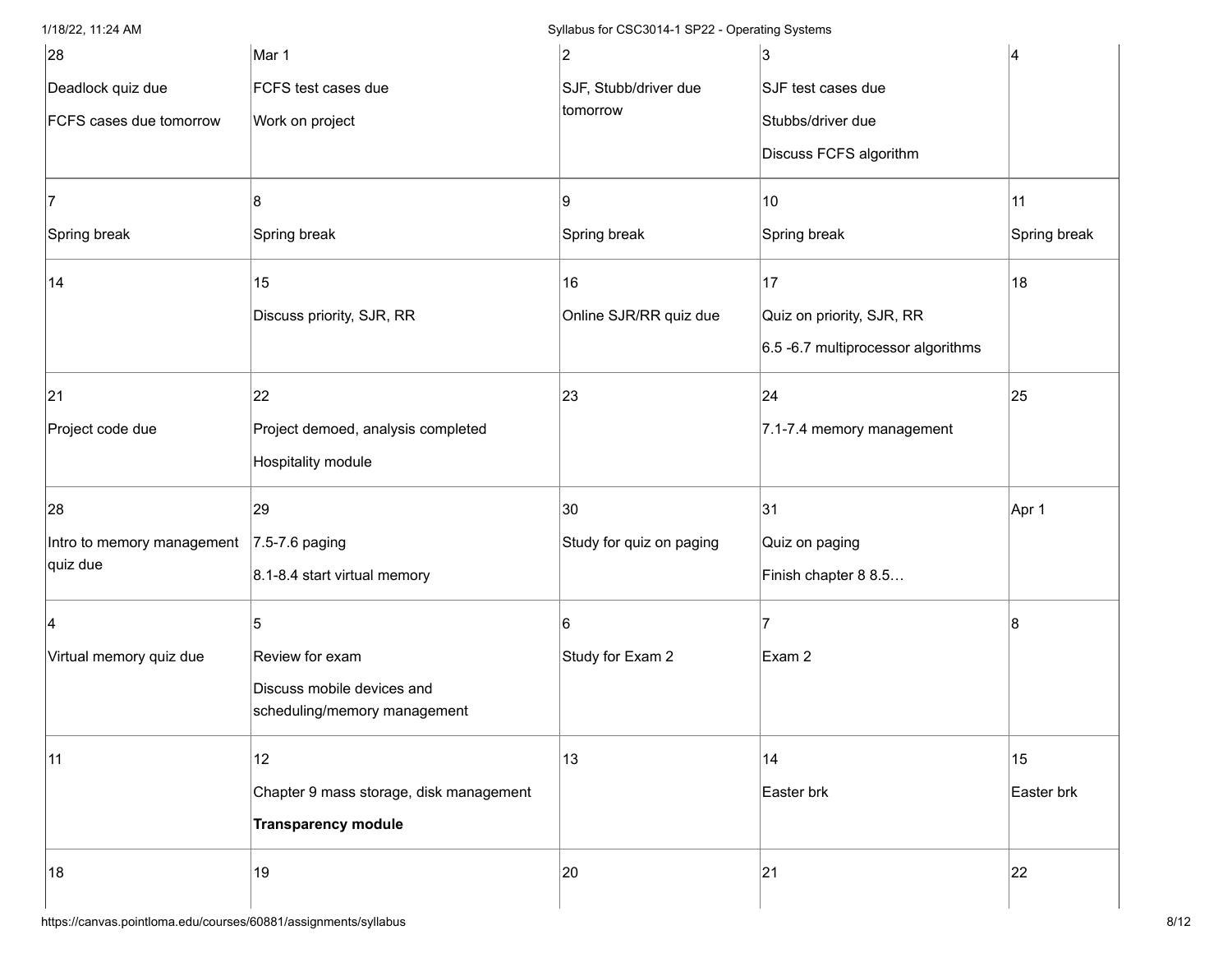| | | | | |
|---|---|---|---|---|
| 28<br>Deadlock quiz due<br>FCFS cases due tomorrow | Mar 1<br>FCFS test cases due<br>Work on project | 2<br>SJF, Stubb/driver due tomorrow | 3<br>SJF test cases due<br>Stubbs/driver due<br>Discuss FCFS algorithm | 4 |
| 7<br>Spring break | 8<br>Spring break | 9<br>Spring break | 10<br>Spring break | 11<br>Spring break |
| 14 | 15<br>Discuss priority, SJR, RR | 16<br>Online SJR/RR quiz due | 17<br>Quiz on priority, SJR, RR<br>6.5 -6.7 multiprocessor algorithms | 18 |
| 21<br>Project code due | 22<br>Project demoed, analysis completed<br>Hospitality module | 23 | 24<br>7.1-7.4 memory management | 25 |
| 28<br>Intro to memory management quiz due | 29<br>7.5-7.6 paging<br>8.1-8.4 start virtual memory | 30<br>Study for quiz on paging | 31<br>Quiz on paging<br>Finish chapter 8 8.5… | Apr 1 |
| 4<br>Virtual memory quiz due | 5<br>Review for exam<br>Discuss mobile devices and scheduling/memory management | 6<br>Study for Exam 2 | 7<br>Exam 2 | 8 |
| 11 | 12<br>Chapter 9 mass storage, disk management<br>**Transparency module** | 13 | 14<br>Easter brk | 15<br>Easter brk |
| 18 | 19 | 20 | 21 | 22 |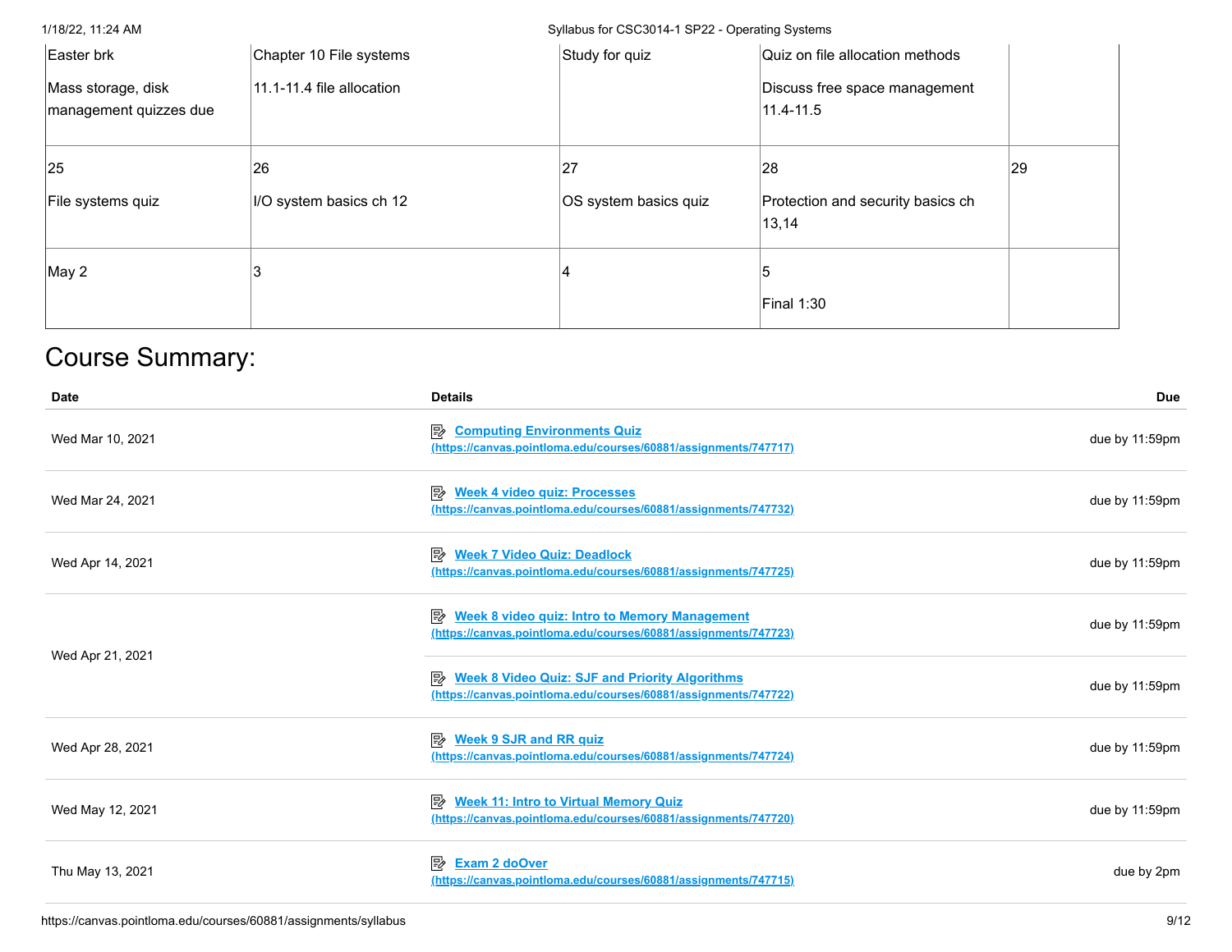| | | | | |
|---|---|---|---|---|
| Easter brk<br><br>Mass storage, disk management quizzes due | Chapter 10 File systems<br><br>11.1-11.4 file allocation | Study for quiz | Quiz on file allocation methods<br><br>Discuss free space management 11.4-11.5 | |
| 25<br><br>File systems quiz | 26<br><br>I/O system basics ch 12 | 27<br><br>OS system basics quiz | 28<br><br>Protection and security basics ch 13,14 | 29 |
| May 2 | 3 | 4 | 5<br><br>Final 1:30 | |

# Course Summary:

| Date | Details | Due |
|---|---|---|
| Wed Mar 10, 2021 | **Computing Environments Quiz** (https://canvas.pointloma.edu/courses/60881/assignments/747717) | due by 11:59pm |
| Wed Mar 24, 2021 | **Week 4 video quiz: Processes** (https://canvas.pointloma.edu/courses/60881/assignments/747732) | due by 11:59pm |
| Wed Apr 14, 2021 | **Week 7 Video Quiz: Deadlock** (https://canvas.pointloma.edu/courses/60881/assignments/747725) | due by 11:59pm |
| Wed Apr 21, 2021 | **Week 8 video quiz: Intro to Memory Management** (https://canvas.pointloma.edu/courses/60881/assignments/747723) | due by 11:59pm |
| | **Week 8 Video Quiz: SJF and Priority Algorithms** (https://canvas.pointloma.edu/courses/60881/assignments/747722) | due by 11:59pm |
| Wed Apr 28, 2021 | **Week 9 SJR and RR quiz** (https://canvas.pointloma.edu/courses/60881/assignments/747724) | due by 11:59pm |
| Wed May 12, 2021 | **Week 11: Intro to Virtual Memory Quiz** (https://canvas.pointloma.edu/courses/60881/assignments/747720) | due by 11:59pm |
| Thu May 13, 2021 | **Exam 2 doOver** (https://canvas.pointloma.edu/courses/60881/assignments/747715) | due by 2pm |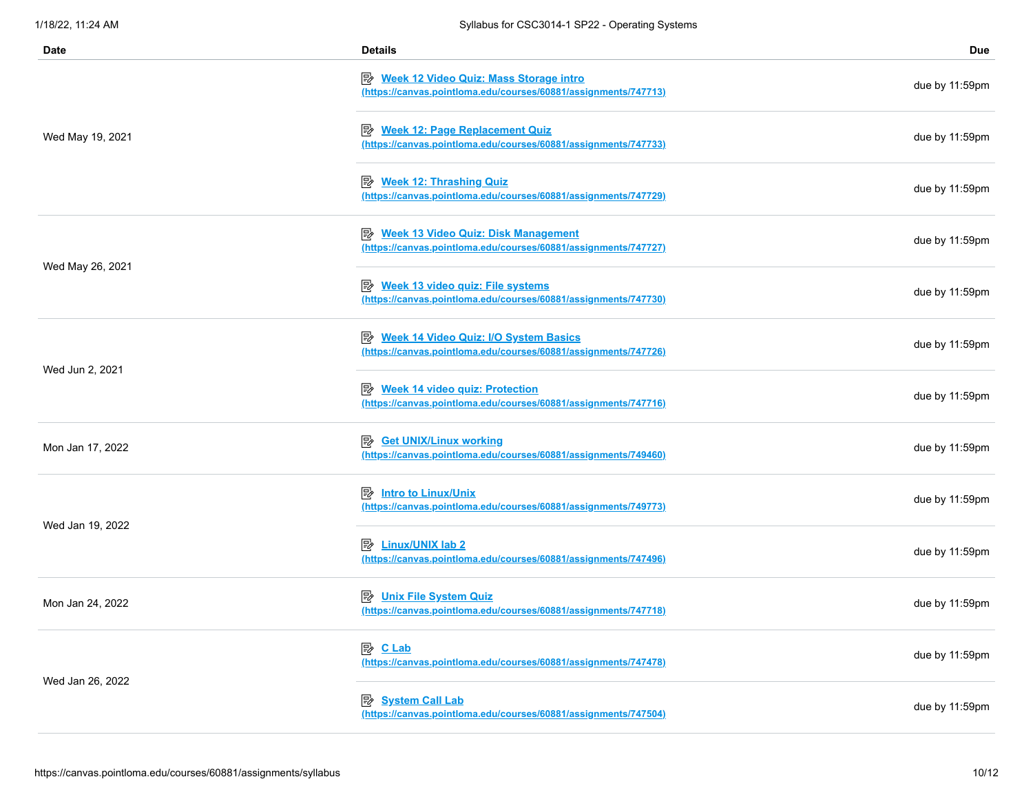| Date | Details | Due |
| --- | --- | --- |
| Wed May 19, 2021 | [Week 12 Video Quiz: Mass Storage intro](https://canvas.pointloma.edu/courses/60881/assignments/747713) (https://canvas.pointloma.edu/courses/60881/assignments/747713) | due by 11:59pm |
| | [Week 12: Page Replacement Quiz](https://canvas.pointloma.edu/courses/60881/assignments/747733) (https://canvas.pointloma.edu/courses/60881/assignments/747733) | due by 11:59pm |
| | [Week 12: Thrashing Quiz](https://canvas.pointloma.edu/courses/60881/assignments/747729) (https://canvas.pointloma.edu/courses/60881/assignments/747729) | due by 11:59pm |
| Wed May 26, 2021 | [Week 13 Video Quiz: Disk Management](https://canvas.pointloma.edu/courses/60881/assignments/747727) (https://canvas.pointloma.edu/courses/60881/assignments/747727) | due by 11:59pm |
| | [Week 13 video quiz: File systems](https://canvas.pointloma.edu/courses/60881/assignments/747730) (https://canvas.pointloma.edu/courses/60881/assignments/747730) | due by 11:59pm |
| Wed Jun 2, 2021 | [Week 14 Video Quiz: I/O System Basics](https://canvas.pointloma.edu/courses/60881/assignments/747726) (https://canvas.pointloma.edu/courses/60881/assignments/747726) | due by 11:59pm |
| | [Week 14 video quiz: Protection](https://canvas.pointloma.edu/courses/60881/assignments/747716) (https://canvas.pointloma.edu/courses/60881/assignments/747716) | due by 11:59pm |
| Mon Jan 17, 2022 | [Get UNIX/Linux working](https://canvas.pointloma.edu/courses/60881/assignments/749460) (https://canvas.pointloma.edu/courses/60881/assignments/749460) | due by 11:59pm |
| Wed Jan 19, 2022 | [Intro to Linux/Unix](https://canvas.pointloma.edu/courses/60881/assignments/749773) (https://canvas.pointloma.edu/courses/60881/assignments/749773) | due by 11:59pm |
| | [Linux/UNIX lab 2](https://canvas.pointloma.edu/courses/60881/assignments/747496) (https://canvas.pointloma.edu/courses/60881/assignments/747496) | due by 11:59pm |
| Mon Jan 24, 2022 | [Unix File System Quiz](https://canvas.pointloma.edu/courses/60881/assignments/747718) (https://canvas.pointloma.edu/courses/60881/assignments/747718) | due by 11:59pm |
| Wed Jan 26, 2022 | [C Lab](https://canvas.pointloma.edu/courses/60881/assignments/747478) (https://canvas.pointloma.edu/courses/60881/assignments/747478) | due by 11:59pm |
| | [System Call Lab](https://canvas.pointloma.edu/courses/60881/assignments/747504) (https://canvas.pointloma.edu/courses/60881/assignments/747504) | due by 11:59pm |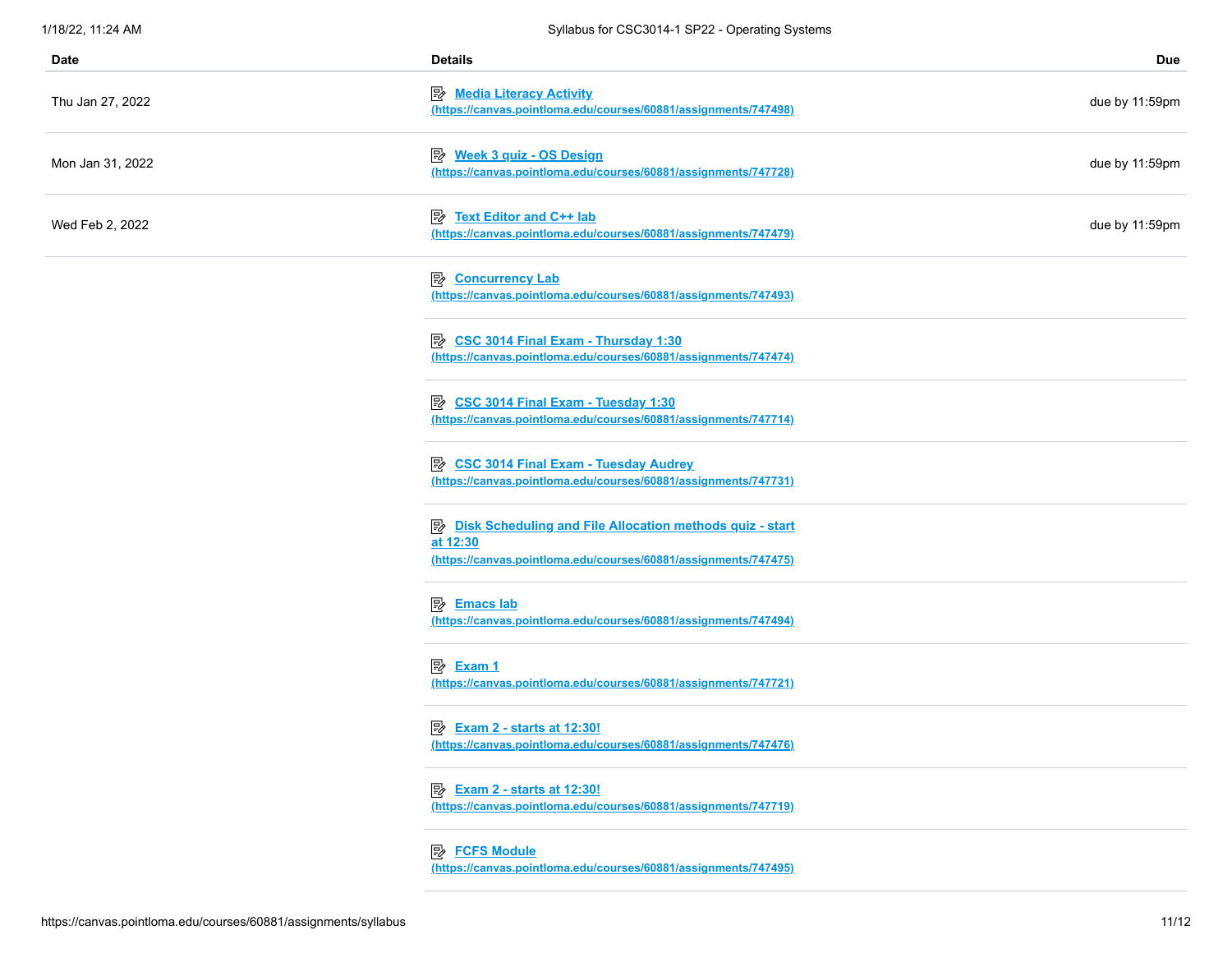| Date | Details | Due |
|---|---|---|
| Thu Jan 27, 2022 | Media Literacy Activity (https://canvas.pointloma.edu/courses/60881/assignments/747498) | due by 11:59pm |
| Mon Jan 31, 2022 | Week 3 quiz - OS Design (https://canvas.pointloma.edu/courses/60881/assignments/747728) | due by 11:59pm |
| Wed Feb 2, 2022 | Text Editor and C++ lab (https://canvas.pointloma.edu/courses/60881/assignments/747479) | due by 11:59pm |
| | Concurrency Lab (https://canvas.pointloma.edu/courses/60881/assignments/747493) | |
| | CSC 3014 Final Exam - Thursday 1:30 (https://canvas.pointloma.edu/courses/60881/assignments/747474) | |
| | CSC 3014 Final Exam - Tuesday 1:30 (https://canvas.pointloma.edu/courses/60881/assignments/747714) | |
| | CSC 3014 Final Exam - Tuesday Audrey (https://canvas.pointloma.edu/courses/60881/assignments/747731) | |
| | Disk Scheduling and File Allocation methods quiz - start at 12:30 (https://canvas.pointloma.edu/courses/60881/assignments/747475) | |
| | Emacs lab (https://canvas.pointloma.edu/courses/60881/assignments/747494) | |
| | Exam 1 (https://canvas.pointloma.edu/courses/60881/assignments/747721) | |
| | Exam 2 - starts at 12:30! (https://canvas.pointloma.edu/courses/60881/assignments/747476) | |
| | Exam 2 - starts at 12:30! (https://canvas.pointloma.edu/courses/60881/assignments/747719) | |
| | FCFS Module (https://canvas.pointloma.edu/courses/60881/assignments/747495) | |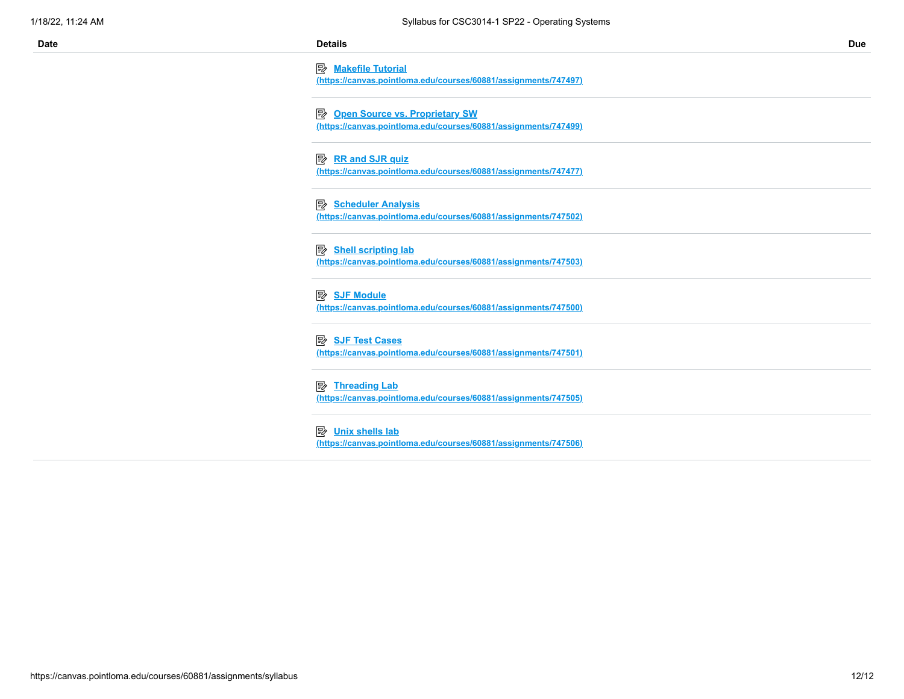| Date | Details | Due |
| --- | --- | --- |
| | Makefile Tutorial (https://canvas.pointloma.edu/courses/60881/assignments/747497) | |
| | Open Source vs. Proprietary SW (https://canvas.pointloma.edu/courses/60881/assignments/747499) | |
| | RR and SJR quiz (https://canvas.pointloma.edu/courses/60881/assignments/747477) | |
| | Scheduler Analysis (https://canvas.pointloma.edu/courses/60881/assignments/747502) | |
| | Shell scripting lab (https://canvas.pointloma.edu/courses/60881/assignments/747503) | |
| | SJF Module (https://canvas.pointloma.edu/courses/60881/assignments/747500) | |
| | SJF Test Cases (https://canvas.pointloma.edu/courses/60881/assignments/747501) | |
| | Threading Lab (https://canvas.pointloma.edu/courses/60881/assignments/747505) | |
| | Unix shells lab (https://canvas.pointloma.edu/courses/60881/assignments/747506) | |